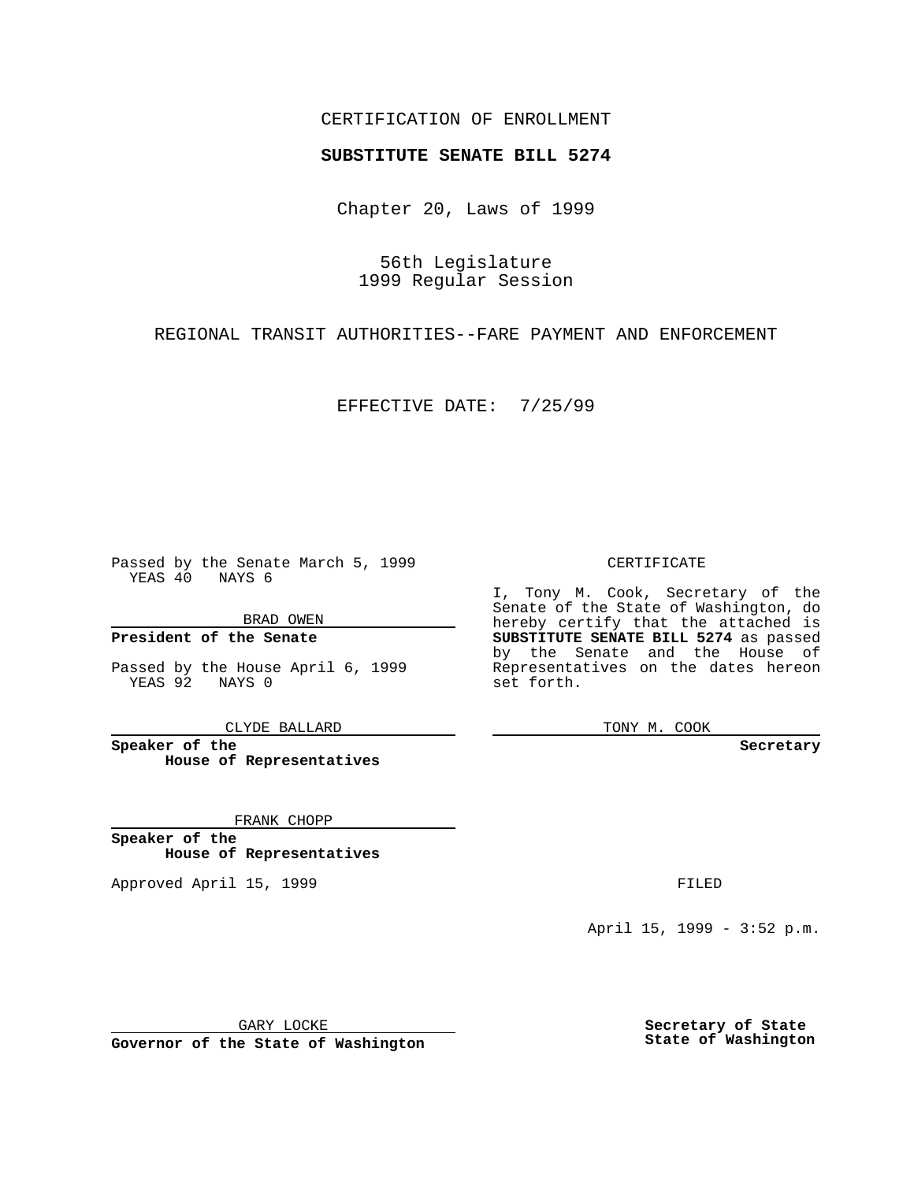CERTIFICATION OF ENROLLMENT

**SUBSTITUTE SENATE BILL 5274**

Chapter 20, Laws of 1999

56th Legislature
1999 Regular Session

REGIONAL TRANSIT AUTHORITIES--FARE PAYMENT AND ENFORCEMENT

EFFECTIVE DATE: 7/25/99

Passed by the Senate March 5, 1999
YEAS 40 NAYS 6

BRAD OWEN

**President of the Senate**

Passed by the House April 6, 1999
YEAS 92 NAYS 0

CLYDE BALLARD

**Speaker of the House of Representatives**

FRANK CHOPP

**Speaker of the House of Representatives**

Approved April 15, 1999

GARY LOCKE

**Governor of the State of Washington**

CERTIFICATE

I, Tony M. Cook, Secretary of the Senate of the State of Washington, do hereby certify that the attached is **SUBSTITUTE SENATE BILL 5274** as passed by the Senate and the House of Representatives on the dates hereon set forth.

TONY M. COOK

**Secretary**

FILED

April 15, 1999 - 3:52 p.m.

**Secretary of State**
**State of Washington**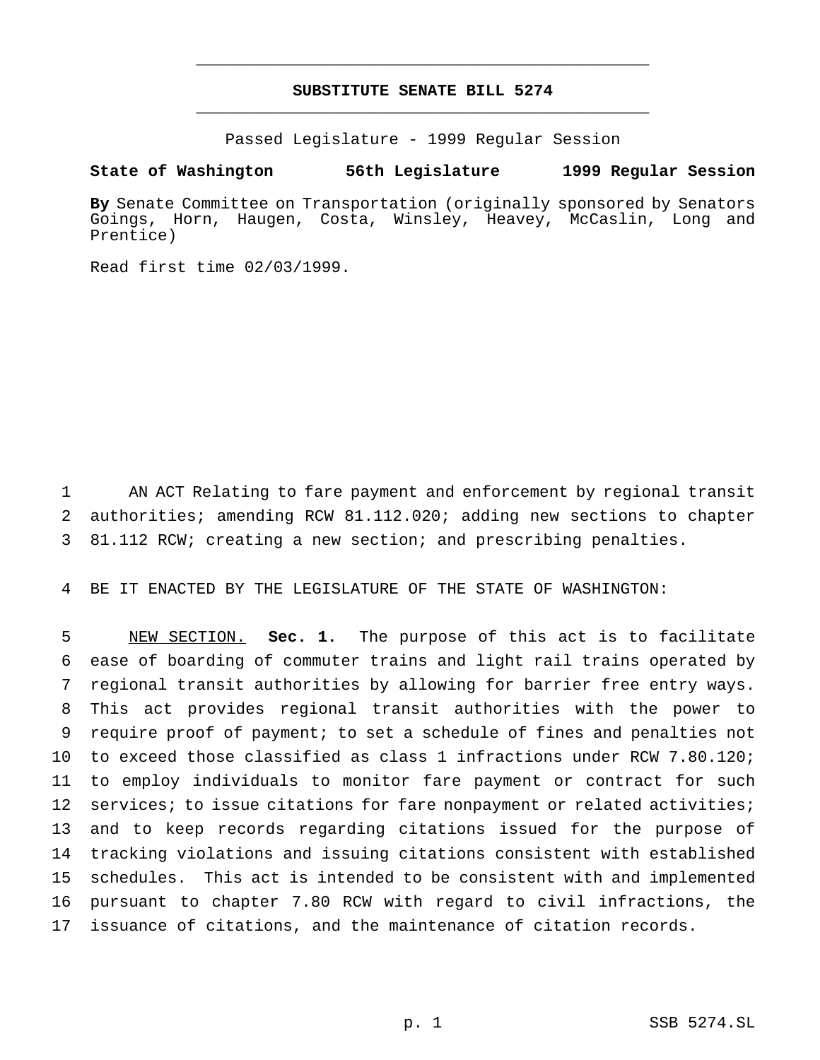# SUBSTITUTE SENATE BILL 5274

Passed Legislature - 1999 Regular Session

**State of Washington 56th Legislature 1999 Regular Session**

**By** Senate Committee on Transportation (originally sponsored by Senators Goings, Horn, Haugen, Costa, Winsley, Heavey, McCaslin, Long and Prentice)

Read first time 02/03/1999.

AN ACT Relating to fare payment and enforcement by regional transit authorities; amending RCW 81.112.020; adding new sections to chapter 81.112 RCW; creating a new section; and prescribing penalties.

BE IT ENACTED BY THE LEGISLATURE OF THE STATE OF WASHINGTON:

NEW SECTION. **Sec. 1.** The purpose of this act is to facilitate ease of boarding of commuter trains and light rail trains operated by regional transit authorities by allowing for barrier free entry ways. This act provides regional transit authorities with the power to require proof of payment; to set a schedule of fines and penalties not to exceed those classified as class 1 infractions under RCW 7.80.120; to employ individuals to monitor fare payment or contract for such services; to issue citations for fare nonpayment or related activities; and to keep records regarding citations issued for the purpose of tracking violations and issuing citations consistent with established schedules. This act is intended to be consistent with and implemented pursuant to chapter 7.80 RCW with regard to civil infractions, the issuance of citations, and the maintenance of citation records.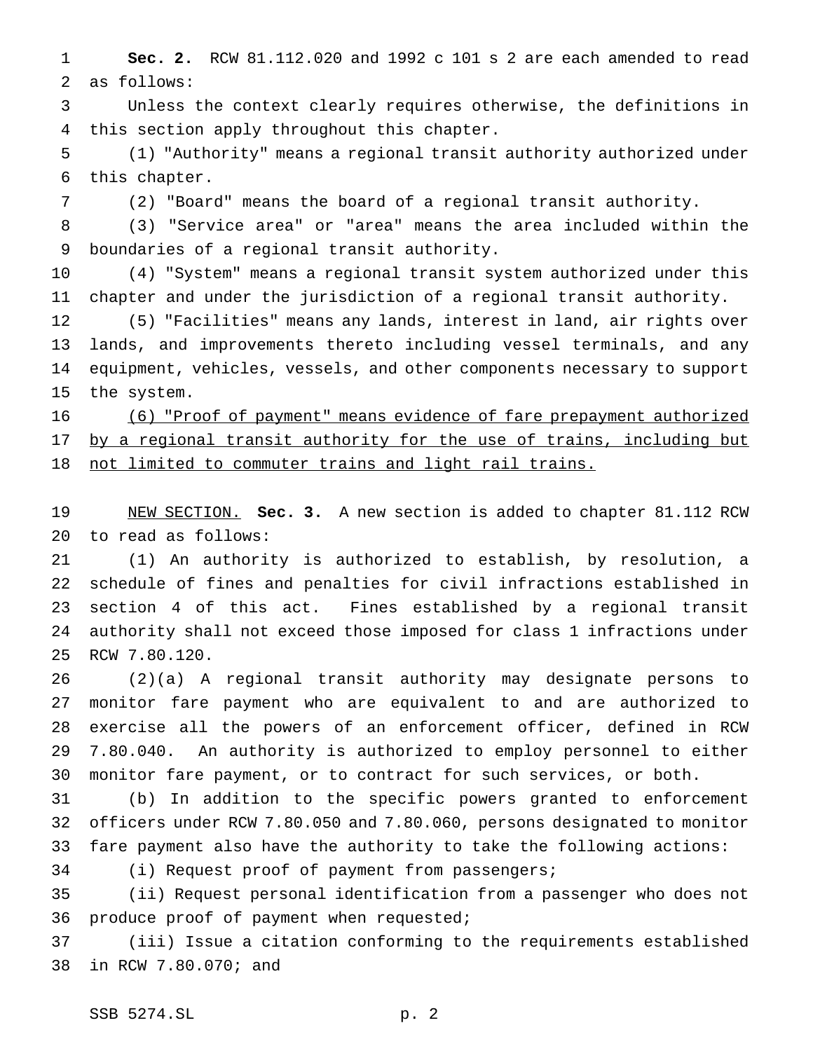**Sec. 2.** RCW 81.112.020 and 1992 c 101 s 2 are each amended to read as follows:

Unless the context clearly requires otherwise, the definitions in this section apply throughout this chapter.

(1) "Authority" means a regional transit authority authorized under this chapter.

(2) "Board" means the board of a regional transit authority.

(3) "Service area" or "area" means the area included within the boundaries of a regional transit authority.

(4) "System" means a regional transit system authorized under this chapter and under the jurisdiction of a regional transit authority.

(5) "Facilities" means any lands, interest in land, air rights over lands, and improvements thereto including vessel terminals, and any equipment, vehicles, vessels, and other components necessary to support the system.

<u>(6) "Proof of payment" means evidence of fare prepayment authorized by a regional transit authority for the use of trains, including but not limited to commuter trains and light rail trains.</u>

<u>NEW SECTION.</u> **Sec. 3.** A new section is added to chapter 81.112 RCW to read as follows:

(1) An authority is authorized to establish, by resolution, a schedule of fines and penalties for civil infractions established in section 4 of this act. Fines established by a regional transit authority shall not exceed those imposed for class 1 infractions under RCW 7.80.120.

(2)(a) A regional transit authority may designate persons to monitor fare payment who are equivalent to and are authorized to exercise all the powers of an enforcement officer, defined in RCW 7.80.040. An authority is authorized to employ personnel to either monitor fare payment, or to contract for such services, or both.

(b) In addition to the specific powers granted to enforcement officers under RCW 7.80.050 and 7.80.060, persons designated to monitor fare payment also have the authority to take the following actions:

(i) Request proof of payment from passengers;

(ii) Request personal identification from a passenger who does not produce proof of payment when requested;

(iii) Issue a citation conforming to the requirements established in RCW 7.80.070; and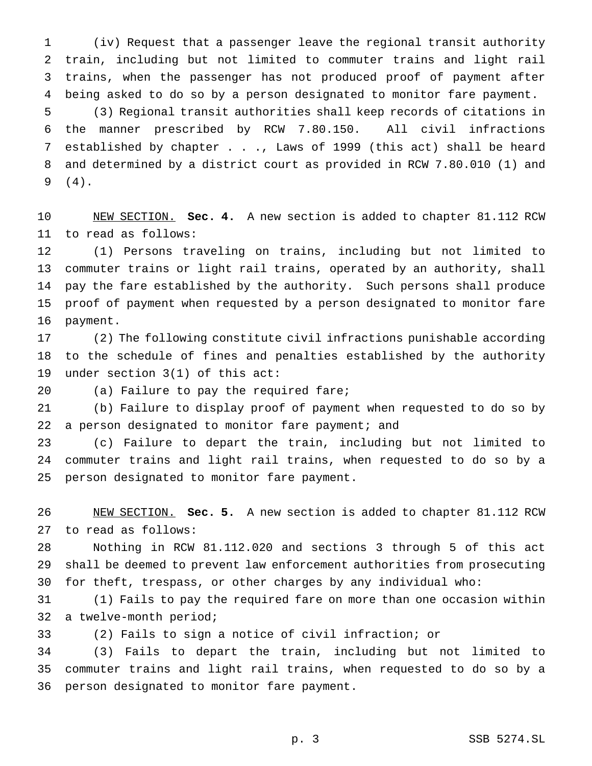(iv) Request that a passenger leave the regional transit authority train, including but not limited to commuter trains and light rail trains, when the passenger has not produced proof of payment after being asked to do so by a person designated to monitor fare payment.

(3) Regional transit authorities shall keep records of citations in the manner prescribed by RCW 7.80.150. All civil infractions established by chapter . . ., Laws of 1999 (this act) shall be heard and determined by a district court as provided in RCW 7.80.010 (1) and (4).

NEW SECTION. **Sec. 4.** A new section is added to chapter 81.112 RCW to read as follows:

(1) Persons traveling on trains, including but not limited to commuter trains or light rail trains, operated by an authority, shall pay the fare established by the authority. Such persons shall produce proof of payment when requested by a person designated to monitor fare payment.

(2) The following constitute civil infractions punishable according to the schedule of fines and penalties established by the authority under section 3(1) of this act:

(a) Failure to pay the required fare;

(b) Failure to display proof of payment when requested to do so by a person designated to monitor fare payment; and

(c) Failure to depart the train, including but not limited to commuter trains and light rail trains, when requested to do so by a person designated to monitor fare payment.

NEW SECTION. **Sec. 5.** A new section is added to chapter 81.112 RCW to read as follows:

Nothing in RCW 81.112.020 and sections 3 through 5 of this act shall be deemed to prevent law enforcement authorities from prosecuting for theft, trespass, or other charges by any individual who:

(1) Fails to pay the required fare on more than one occasion within a twelve-month period;

(2) Fails to sign a notice of civil infraction; or

(3) Fails to depart the train, including but not limited to commuter trains and light rail trains, when requested to do so by a person designated to monitor fare payment.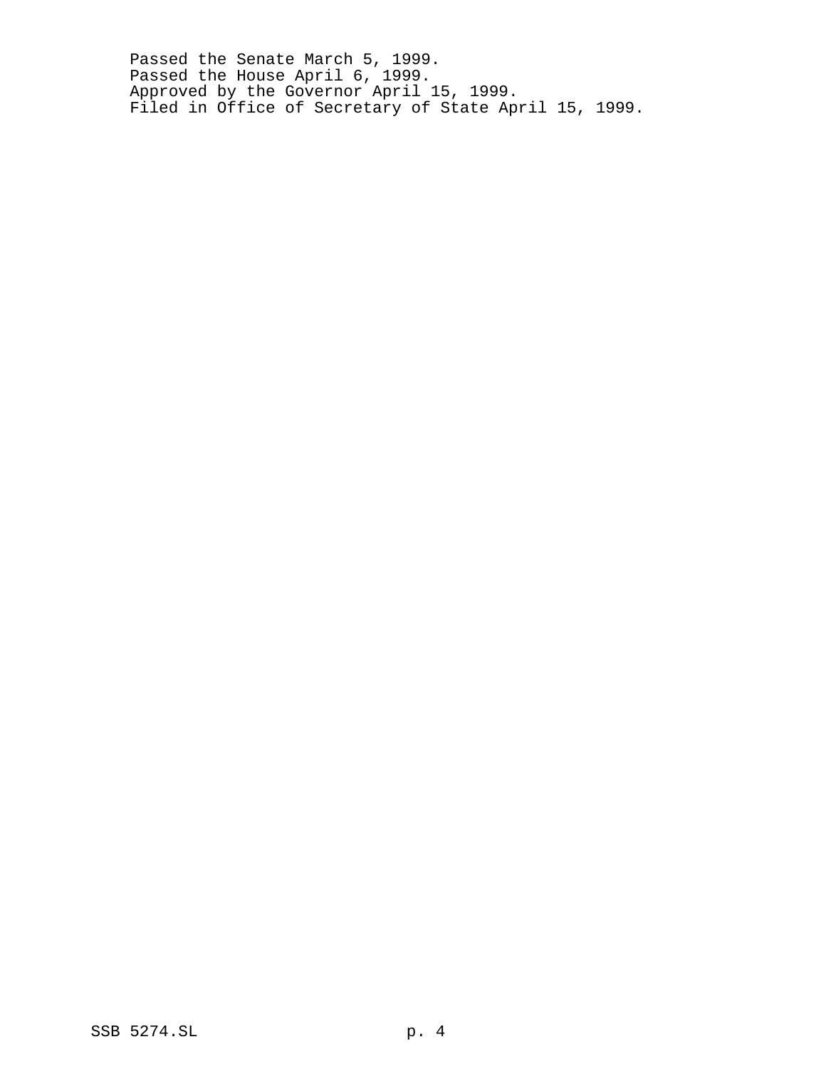Passed the Senate March 5, 1999.
Passed the House April 6, 1999.
Approved by the Governor April 15, 1999.
Filed in Office of Secretary of State April 15, 1999.